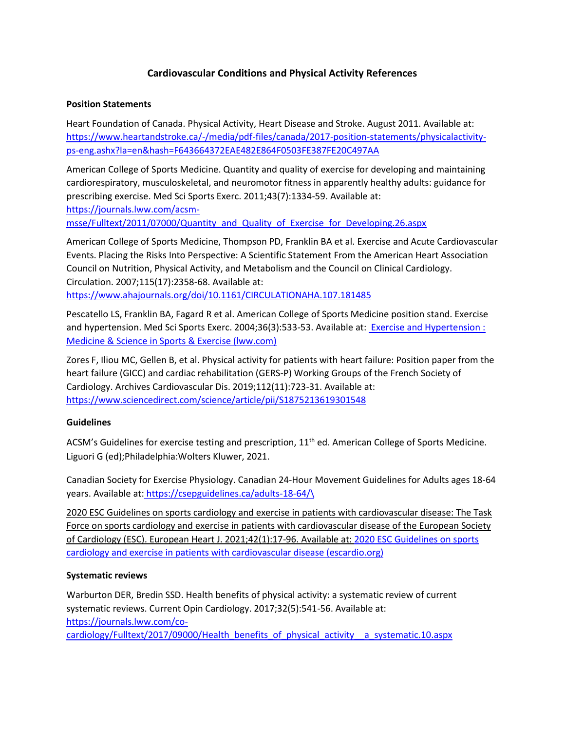# Cardiovascular Conditions and Physical Activity References

## Position Statements

Heart Foundation of Canada. Physical Activity, Heart Disease and Stroke. August 2011. Available at: https://www.heartandstroke.ca/-/media/pdf-files/canada/2017-position-statements/physicalactivity-ps-eng.ashx?la=en&hash=F643664372EAE482E864F0503FE387FE20C497AA

American College of Sports Medicine. Quantity and quality of exercise for developing and maintaining cardiorespiratory, musculoskeletal, and neuromotor fitness in apparently healthy adults: guidance for prescribing exercise. Med Sci Sports Exerc. 2011;43(7):1334-59. Available at: https://journals.lww.com/acsm-msse/Fulltext/2011/07000/Quantity_and_Quality_of_Exercise_for_Developing.26.aspx

American College of Sports Medicine, Thompson PD, Franklin BA et al. Exercise and Acute Cardiovascular Events. Placing the Risks Into Perspective: A Scientific Statement From the American Heart Association Council on Nutrition, Physical Activity, and Metabolism and the Council on Clinical Cardiology. Circulation. 2007;115(17):2358-68. Available at: https://www.ahajournals.org/doi/10.1161/CIRCULATIONAHA.107.181485

Pescatello LS, Franklin BA, Fagard R et al. American College of Sports Medicine position stand. Exercise and hypertension. Med Sci Sports Exerc. 2004;36(3):533-53. Available at: Exercise and Hypertension : Medicine & Science in Sports & Exercise (lww.com)

Zores F, Iliou MC, Gellen B, et al. Physical activity for patients with heart failure: Position paper from the heart failure (GICC) and cardiac rehabilitation (GERS-P) Working Groups of the French Society of Cardiology. Archives Cardiovascular Dis. 2019;112(11):723-31. Available at: https://www.sciencedirect.com/science/article/pii/S1875213619301548

## Guidelines

ACSM's Guidelines for exercise testing and prescription, 11th ed. American College of Sports Medicine. Liguori G (ed);Philadelphia:Wolters Kluwer, 2021.

Canadian Society for Exercise Physiology. Canadian 24-Hour Movement Guidelines for Adults ages 18-64 years. Available at: https://csepguidelines.ca/adults-18-64/\

2020 ESC Guidelines on sports cardiology and exercise in patients with cardiovascular disease: The Task Force on sports cardiology and exercise in patients with cardiovascular disease of the European Society of Cardiology (ESC). European Heart J. 2021;42(1):17-96. Available at: 2020 ESC Guidelines on sports cardiology and exercise in patients with cardiovascular disease (escardio.org)

## Systematic reviews

Warburton DER, Bredin SSD. Health benefits of physical activity: a systematic review of current systematic reviews. Current Opin Cardiology. 2017;32(5):541-56. Available at: https://journals.lww.com/co-cardiology/Fulltext/2017/09000/Health_benefits_of_physical_activity__a_systematic.10.aspx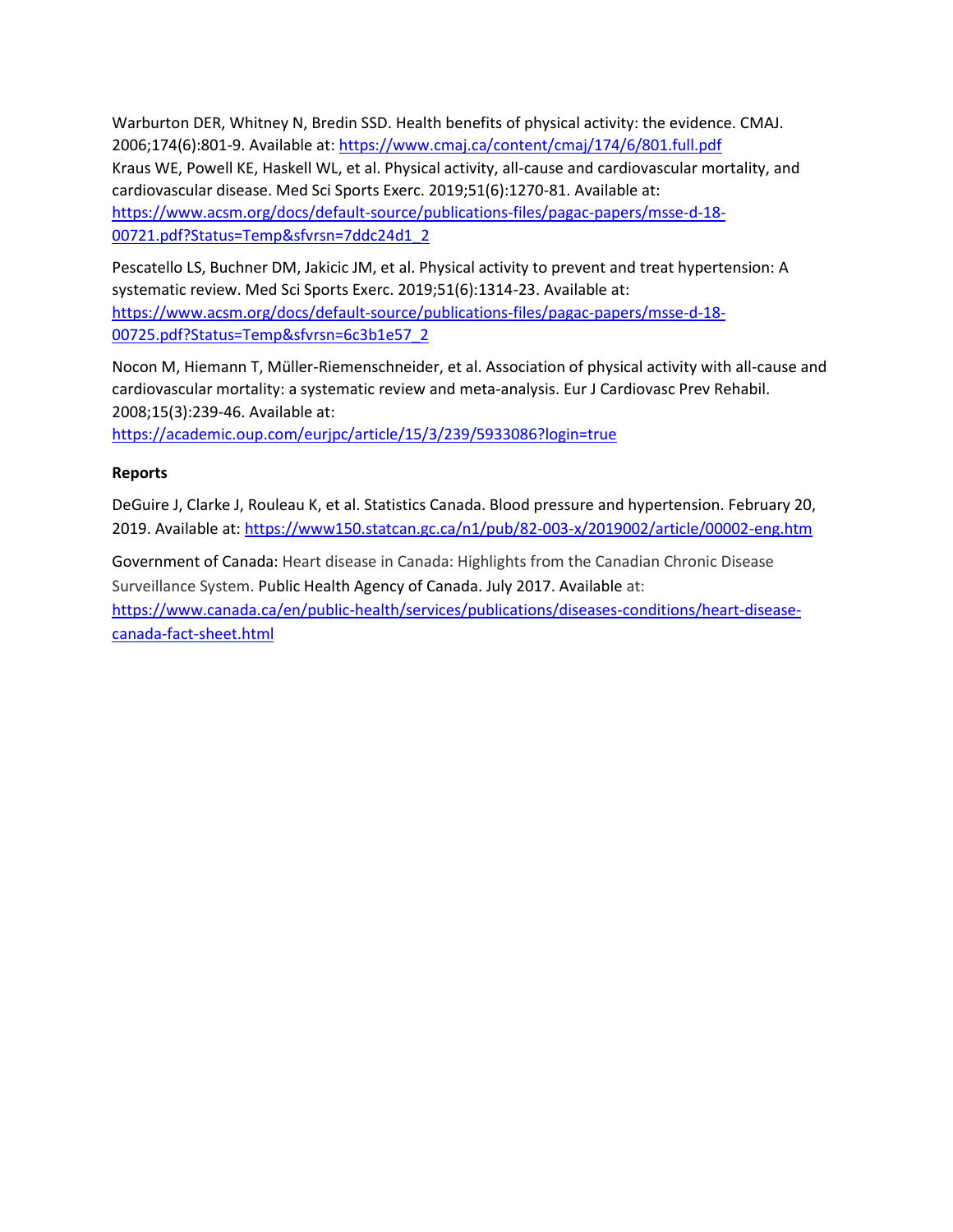Warburton DER, Whitney N, Bredin SSD. Health benefits of physical activity: the evidence. CMAJ. 2006;174(6):801-9. Available at: https://www.cmaj.ca/content/cmaj/174/6/801.full.pdf

Kraus WE, Powell KE, Haskell WL, et al. Physical activity, all-cause and cardiovascular mortality, and cardiovascular disease. Med Sci Sports Exerc. 2019;51(6):1270-81. Available at: https://www.acsm.org/docs/default-source/publications-files/pagac-papers/msse-d-18-00721.pdf?Status=Temp&sfvrsn=7ddc24d1_2

Pescatello LS, Buchner DM, Jakicic JM, et al. Physical activity to prevent and treat hypertension: A systematic review. Med Sci Sports Exerc. 2019;51(6):1314-23. Available at: https://www.acsm.org/docs/default-source/publications-files/pagac-papers/msse-d-18-00725.pdf?Status=Temp&sfvrsn=6c3b1e57_2

Nocon M, Hiemann T, Müller-Riemenschneider, et al. Association of physical activity with all-cause and cardiovascular mortality: a systematic review and meta-analysis. Eur J Cardiovasc Prev Rehabil. 2008;15(3):239-46. Available at: https://academic.oup.com/eurjpc/article/15/3/239/5933086?login=true

**Reports**

DeGuire J, Clarke J, Rouleau K, et al. Statistics Canada. Blood pressure and hypertension. February 20, 2019. Available at: https://www150.statcan.gc.ca/n1/pub/82-003-x/2019002/article/00002-eng.htm

Government of Canada: Heart disease in Canada: Highlights from the Canadian Chronic Disease Surveillance System. Public Health Agency of Canada. July 2017. Available at: https://www.canada.ca/en/public-health/services/publications/diseases-conditions/heart-disease-canada-fact-sheet.html